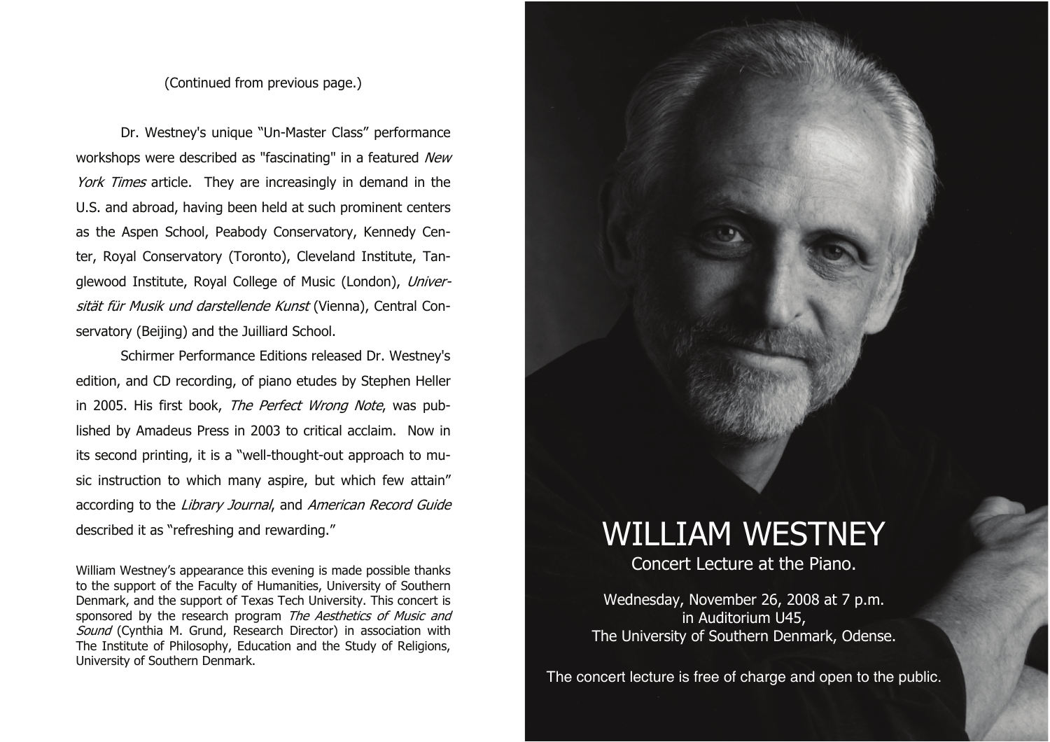(Continued from previous page.)

Dr. Westney's unique "Un-Master Class" performance workshops were described as "fascinating" in a featured *New York Times* article. They are increasingly in demand in the U.S. and abroad, having been held at such prominent centers as the Aspen School, Peabody Conservatory, Kennedy Center, Royal Conservatory (Toronto), Cleveland Institute, Tanglewood Institute, Royal College of Music (London), *Universität für Musik und darstellende Kunst* (Vienna), Central Conservatory (Beijing) and the Juilliard School.

Schirmer Performance Editions released Dr. Westney's edition, and CD recording, of piano etudes by Stephen Heller in 2005. His first book, *The Perfect Wrong Note*, was published by Amadeus Press in 2003 to critical acclaim. Now in its second printing, it is a "well-thought-out approach to music instruction to which many aspire, but which few attain" according to the *Library Journal*, and *American Record Guide* described it as "refreshing and rewarding."

William Westney's appearance this evening is made possible thanks to the support of the Faculty of Humanities, University of Southern Denmark, and the support of Texas Tech University. This concert is sponsored by the research program *The Aesthetics of Music and Sound* (Cynthia M. Grund, Research Director) in association with The Institute of Philosophy, Education and the Study of Religions, University of Southern Denmark.

# WILLIAM WESTNEY

Concert Lecture at the Piano.

Wednesday, November 26, 2008 at 7 p.m.
in Auditorium U45,
The University of Southern Denmark, Odense.

The concert lecture is free of charge and open to the public.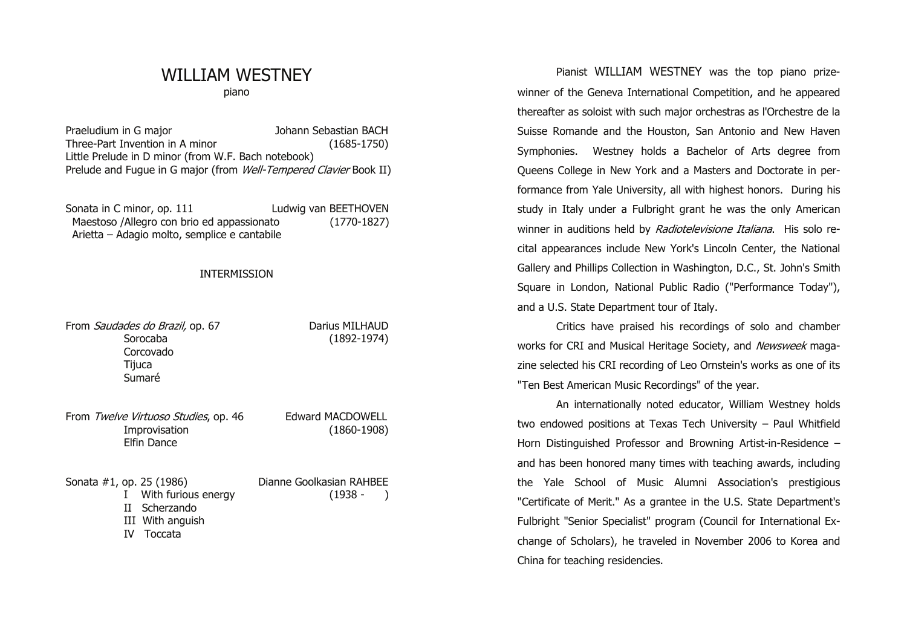# WILLIAM WESTNEY

piano

Praeludium in G major — Johann Sebastian BACH (1685-1750)
Three-Part Invention in A minor
Little Prelude in D minor (from W.F. Bach notebook)
Prelude and Fugue in G major (from *Well-Tempered Clavier* Book II)

Sonata in C minor, op. 111 — Ludwig van BEETHOVEN (1770-1827)
Maestoso /Allegro con brio ed appassionato
Arietta – Adagio molto, semplice e cantabile

INTERMISSION

From *Saudades do Brazil,* op. 67 — Darius MILHAUD (1892-1974)
Sorocaba
Corcovado
Tijuca
Sumaré

From *Twelve Virtuoso Studies*, op. 46 — Edward MACDOWELL (1860-1908)
Improvisation
Elfin Dance

Sonata #1, op. 25 (1986) — Dianne Goolkasian RAHBEE (1938 - )
I With furious energy
II Scherzando
III With anguish
IV Toccata

Pianist WILLIAM WESTNEY was the top piano prize-winner of the Geneva International Competition, and he appeared thereafter as soloist with such major orchestras as l'Orchestre de la Suisse Romande and the Houston, San Antonio and New Haven Symphonies. Westney holds a Bachelor of Arts degree from Queens College in New York and a Masters and Doctorate in performance from Yale University, all with highest honors. During his study in Italy under a Fulbright grant he was the only American winner in auditions held by *Radiotelevisione Italiana*. His solo recital appearances include New York's Lincoln Center, the National Gallery and Phillips Collection in Washington, D.C., St. John's Smith Square in London, National Public Radio ("Performance Today"), and a U.S. State Department tour of Italy.

Critics have praised his recordings of solo and chamber works for CRI and Musical Heritage Society, and *Newsweek* magazine selected his CRI recording of Leo Ornstein's works as one of its "Ten Best American Music Recordings" of the year.

An internationally noted educator, William Westney holds two endowed positions at Texas Tech University – Paul Whitfield Horn Distinguished Professor and Browning Artist-in-Residence – and has been honored many times with teaching awards, including the Yale School of Music Alumni Association's prestigious "Certificate of Merit." As a grantee in the U.S. State Department's Fulbright "Senior Specialist" program (Council for International Exchange of Scholars), he traveled in November 2006 to Korea and China for teaching residencies.